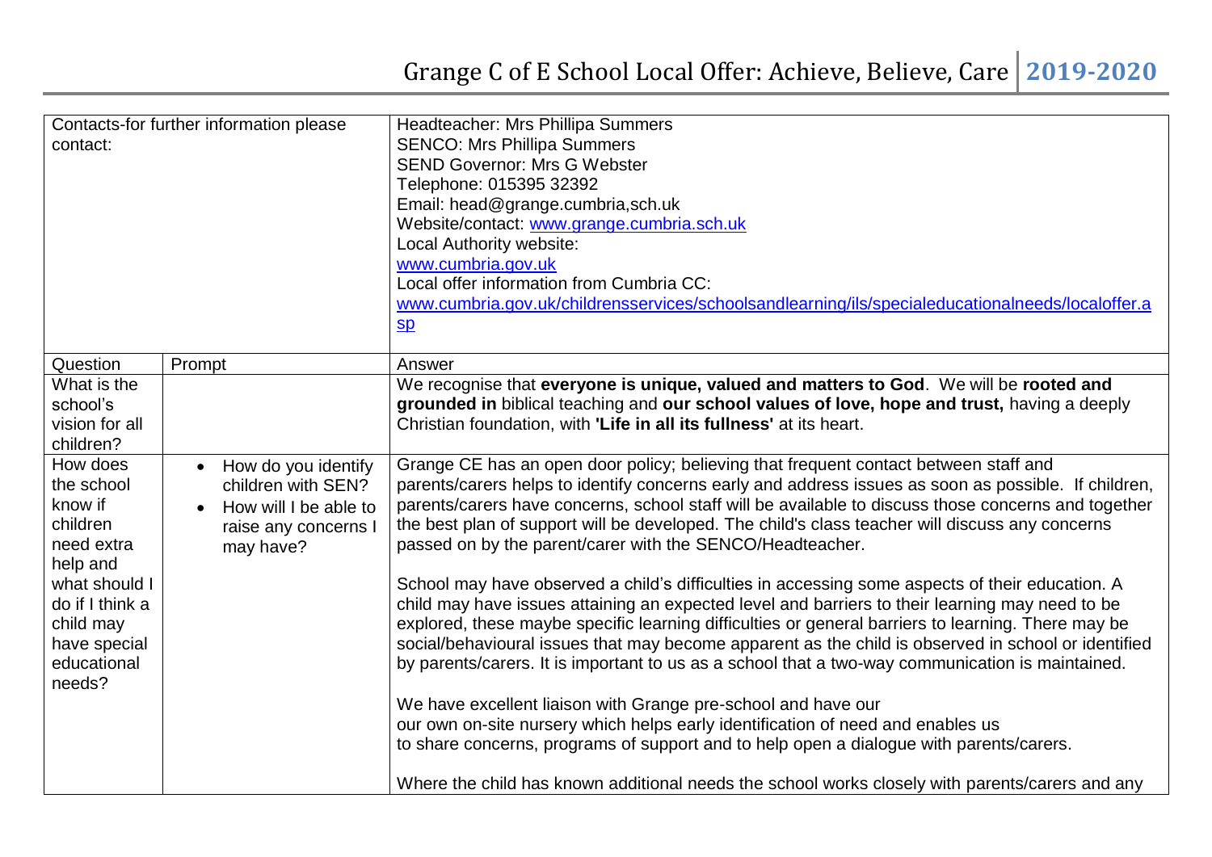# Grange C of E School Local Offer: Achieve, Believe, Care 2019-2020

| Contacts-for further information please contact: | | Headteacher: Mrs Phillipa Summers<br>SENCO: Mrs Phillipa Summers<br>SEND Governor: Mrs G Webster<br>Telephone: 015395 32392<br>Email: head@grange.cumbria,sch.uk<br>Website/contact: [www.grange.cumbria.sch.uk](www.grange.cumbria.sch.uk)<br>Local Authority website:<br>[www.cumbria.gov.uk](www.cumbria.gov.uk)<br>Local offer information from Cumbria CC:<br>[www.cumbria.gov.uk/childrensservices/schoolsandlearning/ils/specialeducationalneeds/localoffer.asp](www.cumbria.gov.uk/childrensservices/schoolsandlearning/ils/specialeducationalneeds/localoffer.asp) |
|---|---|---|
| Question | Prompt | Answer |
| What is the school's vision for all children? | | We recognise that **everyone is unique, valued and matters to God**. We will be **rooted and grounded in** biblical teaching and **our school values of love, hope and trust,** having a deeply Christian foundation, with **'Life in all its fullness'** at its heart. |
| How does the school know if children need extra help and what should I do if I think a child may have special educational needs? | • How do you identify children with SEN?<br>• How will I be able to raise any concerns I may have? | Grange CE has an open door policy; believing that frequent contact between staff and parents/carers helps to identify concerns early and address issues as soon as possible. If children, parents/carers have concerns, school staff will be available to discuss those concerns and together the best plan of support will be developed. The child's class teacher will discuss any concerns passed on by the parent/carer with the SENCO/Headteacher.<br><br>School may have observed a child's difficulties in accessing some aspects of their education. A child may have issues attaining an expected level and barriers to their learning may need to be explored, these maybe specific learning difficulties or general barriers to learning. There may be social/behavioural issues that may become apparent as the child is observed in school or identified by parents/carers. It is important to us as a school that a two-way communication is maintained.<br><br>We have excellent liaison with Grange pre-school and have our our own on-site nursery which helps early identification of need and enables us to share concerns, programs of support and to help open a dialogue with parents/carers.<br><br>Where the child has known additional needs the school works closely with parents/carers and any |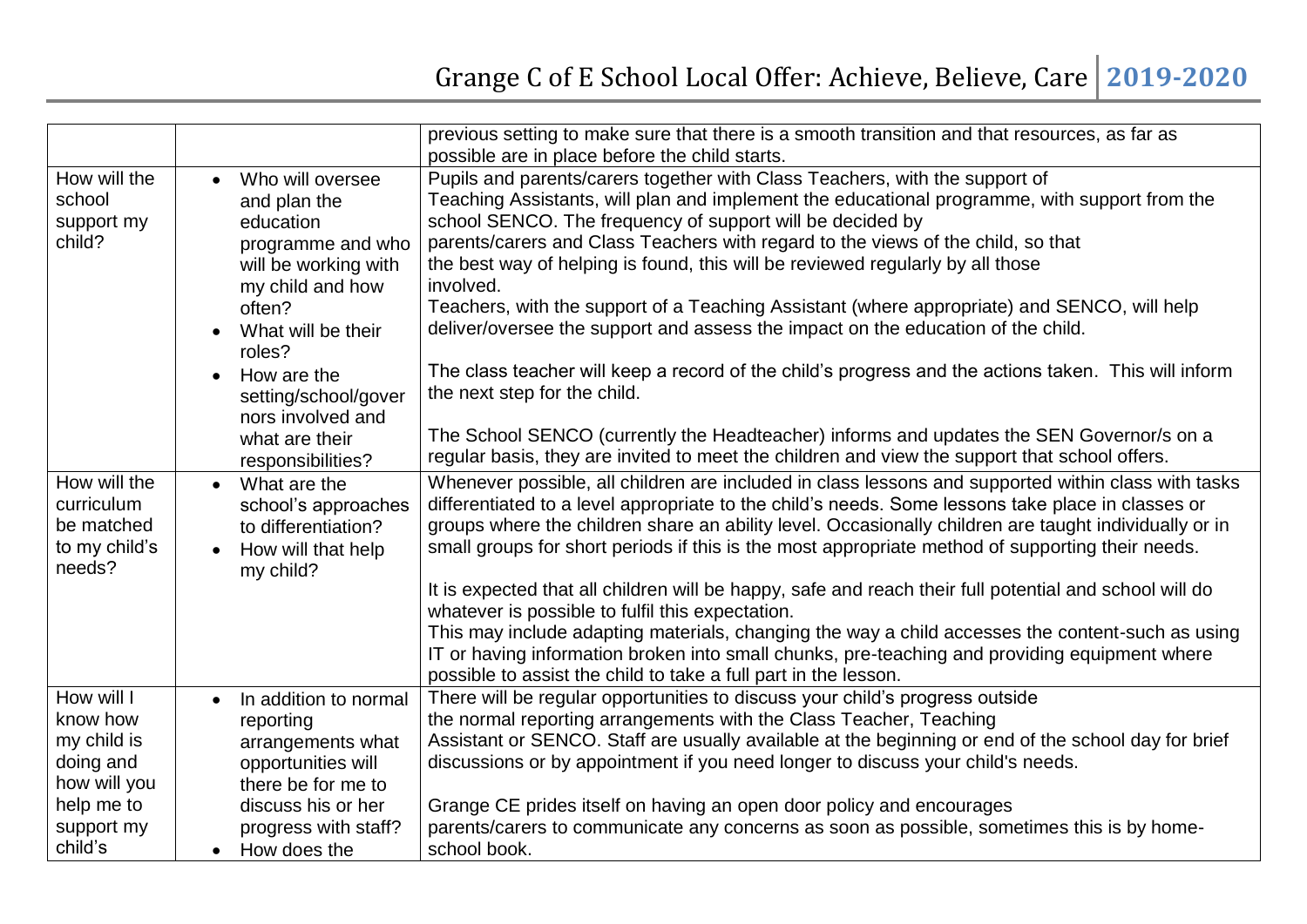| | | |
|---|---|---|
| | | previous setting to make sure that there is a smooth transition and that resources, as far as possible are in place before the child starts. |
| How will the school support my child? | • Who will oversee and plan the education programme and who will be working with my child and how often?<br>• What will be their roles?<br>• How are the setting/school/governors involved and what are their responsibilities? | Pupils and parents/carers together with Class Teachers, with the support of Teaching Assistants, will plan and implement the educational programme, with support from the school SENCO. The frequency of support will be decided by parents/carers and Class Teachers with regard to the views of the child, so that the best way of helping is found, this will be reviewed regularly by all those involved.<br>Teachers, with the support of a Teaching Assistant (where appropriate) and SENCO, will help deliver/oversee the support and assess the impact on the education of the child.<br><br>The class teacher will keep a record of the child's progress and the actions taken. This will inform the next step for the child.<br><br>The School SENCO (currently the Headteacher) informs and updates the SEN Governor/s on a regular basis, they are invited to meet the children and view the support that school offers. |
| How will the curriculum be matched to my child's needs? | • What are the school's approaches to differentiation?<br>• How will that help my child? | Whenever possible, all children are included in class lessons and supported within class with tasks differentiated to a level appropriate to the child's needs. Some lessons take place in classes or groups where the children share an ability level. Occasionally children are taught individually or in small groups for short periods if this is the most appropriate method of supporting their needs.<br><br>It is expected that all children will be happy, safe and reach their full potential and school will do whatever is possible to fulfil this expectation.<br>This may include adapting materials, changing the way a child accesses the content-such as using IT or having information broken into small chunks, pre-teaching and providing equipment where possible to assist the child to take a full part in the lesson. |
| How will I know how my child is doing and how will you help me to support my child's | • In addition to normal reporting arrangements what opportunities will there be for me to discuss his or her progress with staff?<br>• How does the | There will be regular opportunities to discuss your child's progress outside the normal reporting arrangements with the Class Teacher, Teaching Assistant or SENCO. Staff are usually available at the beginning or end of the school day for brief discussions or by appointment if you need longer to discuss your child's needs.<br><br>Grange CE prides itself on having an open door policy and encourages parents/carers to communicate any concerns as soon as possible, sometimes this is by home-school book. |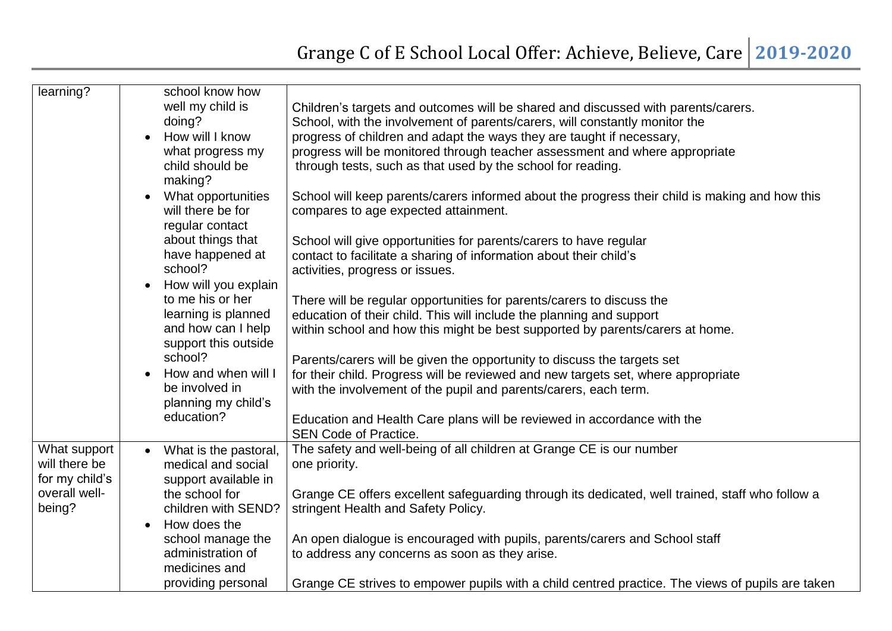| | | |
|---|---|---|
| learning? | school know how well my child is doing?<br>• How will I know what progress my child should be making?<br>• What opportunities will there be for regular contact about things that have happened at school?<br>• How will you explain to me his or her learning is planned and how can I help support this outside school?<br>• How and when will I be involved in planning my child's education? | Children's targets and outcomes will be shared and discussed with parents/carers. School, with the involvement of parents/carers, will constantly monitor the progress of children and adapt the ways they are taught if necessary, progress will be monitored through teacher assessment and where appropriate through tests, such as that used by the school for reading.<br><br>School will keep parents/carers informed about the progress their child is making and how this compares to age expected attainment.<br><br>School will give opportunities for parents/carers to have regular contact to facilitate a sharing of information about their child's activities, progress or issues.<br><br>There will be regular opportunities for parents/carers to discuss the education of their child. This will include the planning and support within school and how this might be best supported by parents/carers at home.<br><br>Parents/carers will be given the opportunity to discuss the targets set for their child. Progress will be reviewed and new targets set, where appropriate with the involvement of the pupil and parents/carers, each term.<br><br>Education and Health Care plans will be reviewed in accordance with the SEN Code of Practice. |
| What support will there be for my child's overall well-being? | • What is the pastoral, medical and social support available in the school for children with SEND?<br>• How does the school manage the administration of medicines and providing personal | The safety and well-being of all children at Grange CE is our number one priority.<br><br>Grange CE offers excellent safeguarding through its dedicated, well trained, staff who follow a stringent Health and Safety Policy.<br><br>An open dialogue is encouraged with pupils, parents/carers and School staff to address any concerns as soon as they arise.<br><br>Grange CE strives to empower pupils with a child centred practice. The views of pupils are taken |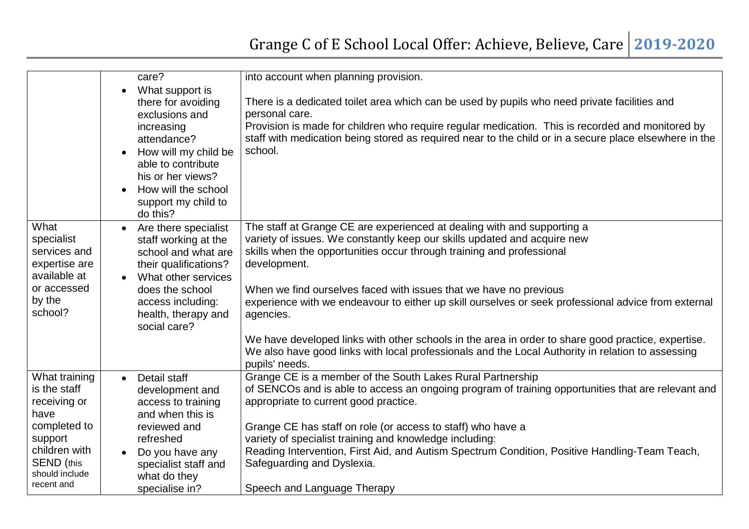| | | |
|---|---|---|
| | care?<br>• What support is there for avoiding exclusions and increasing attendance?<br>• How will my child be able to contribute his or her views?<br>• How will the school support my child to do this? | into account when planning provision.<br><br>There is a dedicated toilet area which can be used by pupils who need private facilities and personal care.<br>Provision is made for children who require regular medication. This is recorded and monitored by staff with medication being stored as required near to the child or in a secure place elsewhere in the school. |
| What specialist services and expertise are available at or accessed by the school? | • Are there specialist staff working at the school and what are their qualifications?<br>• What other services does the school access including: health, therapy and social care? | The staff at Grange CE are experienced at dealing with and supporting a variety of issues. We constantly keep our skills updated and acquire new skills when the opportunities occur through training and professional development.<br><br>When we find ourselves faced with issues that we have no previous experience with we endeavour to either up skill ourselves or seek professional advice from external agencies.<br><br>We have developed links with other schools in the area in order to share good practice, expertise. We also have good links with local professionals and the Local Authority in relation to assessing pupils' needs. |
| What training is the staff receiving or have completed to support children with SEND (this should include recent and | • Detail staff development and access to training and when this is reviewed and refreshed<br>• Do you have any specialist staff and what do they specialise in? | Grange CE is a member of the South Lakes Rural Partnership of SENCOs and is able to access an ongoing program of training opportunities that are relevant and appropriate to current good practice.<br><br>Grange CE has staff on role (or access to staff) who have a variety of specialist training and knowledge including:<br>Reading Intervention, First Aid, and Autism Spectrum Condition, Positive Handling-Team Teach, Safeguarding and Dyslexia.<br><br>Speech and Language Therapy |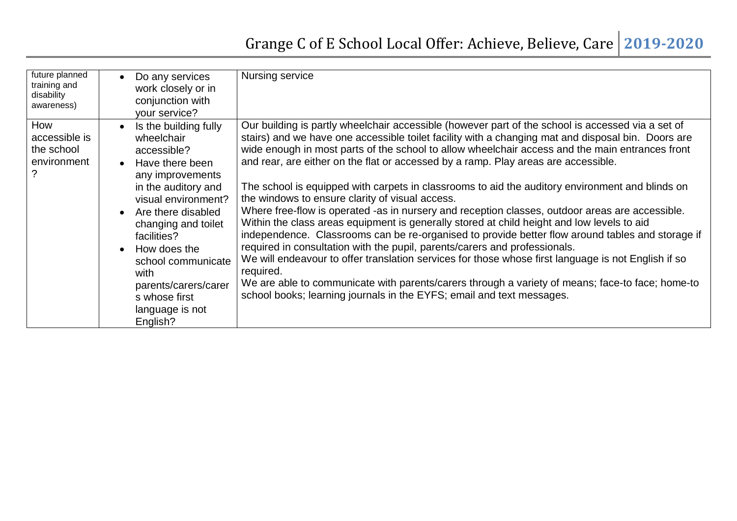| future planned training and disability awareness) | • Do any services work closely or in conjunction with your service? | Nursing service |
|---|---|---|
| How accessible is the school environment ? | • Is the building fully wheelchair accessible?<br>• Have there been any improvements in the auditory and visual environment?<br>• Are there disabled changing and toilet facilities?<br>• How does the school communicate with parents/carers/carers whose first language is not English? | Our building is partly wheelchair accessible (however part of the school is accessed via a set of stairs) and we have one accessible toilet facility with a changing mat and disposal bin. Doors are wide enough in most parts of the school to allow wheelchair access and the main entrances front and rear, are either on the flat or accessed by a ramp. Play areas are accessible.<br><br>The school is equipped with carpets in classrooms to aid the auditory environment and blinds on the windows to ensure clarity of visual access.<br>Where free-flow is operated -as in nursery and reception classes, outdoor areas are accessible.<br>Within the class areas equipment is generally stored at child height and low levels to aid independence. Classrooms can be re-organised to provide better flow around tables and storage if required in consultation with the pupil, parents/carers and professionals.<br>We will endeavour to offer translation services for those whose first language is not English if so required.<br>We are able to communicate with parents/carers through a variety of means; face-to face; home-to school books; learning journals in the EYFS; email and text messages. |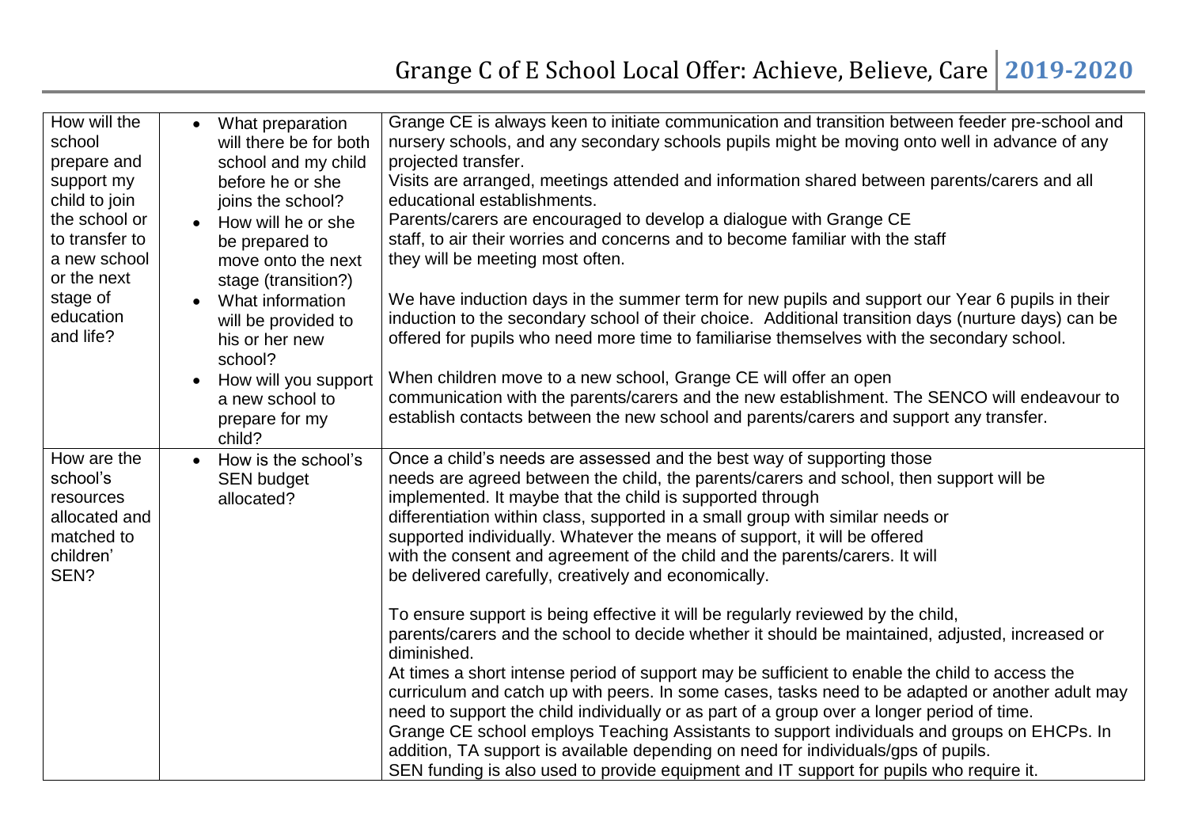| How will the school prepare and support my child to join the school or to transfer to a new school or the next stage of education and life? | • What preparation will there be for both school and my child before he or she joins the school?<br>• How will he or she be prepared to move onto the next stage (transition?)<br>• What information will be provided to his or her new school?<br>• How will you support a new school to prepare for my child? | Grange CE is always keen to initiate communication and transition between feeder pre-school and nursery schools, and any secondary schools pupils might be moving onto well in advance of any projected transfer.<br>Visits are arranged, meetings attended and information shared between parents/carers and all educational establishments.<br>Parents/carers are encouraged to develop a dialogue with Grange CE staff, to air their worries and concerns and to become familiar with the staff they will be meeting most often.<br><br>We have induction days in the summer term for new pupils and support our Year 6 pupils in their induction to the secondary school of their choice. Additional transition days (nurture days) can be offered for pupils who need more time to familiarise themselves with the secondary school.<br><br>When children move to a new school, Grange CE will offer an open communication with the parents/carers and the new establishment. The SENCO will endeavour to establish contacts between the new school and parents/carers and support any transfer. |
|---|---|---|
| How are the school's resources allocated and matched to children' SEN? | • How is the school's SEN budget allocated? | Once a child's needs are assessed and the best way of supporting those needs are agreed between the child, the parents/carers and school, then support will be implemented. It maybe that the child is supported through differentiation within class, supported in a small group with similar needs or supported individually. Whatever the means of support, it will be offered with the consent and agreement of the child and the parents/carers. It will be delivered carefully, creatively and economically.<br><br>To ensure support is being effective it will be regularly reviewed by the child, parents/carers and the school to decide whether it should be maintained, adjusted, increased or diminished.<br>At times a short intense period of support may be sufficient to enable the child to access the curriculum and catch up with peers. In some cases, tasks need to be adapted or another adult may need to support the child individually or as part of a group over a longer period of time.<br>Grange CE school employs Teaching Assistants to support individuals and groups on EHCPs. In addition, TA support is available depending on need for individuals/gps of pupils.<br>SEN funding is also used to provide equipment and IT support for pupils who require it. |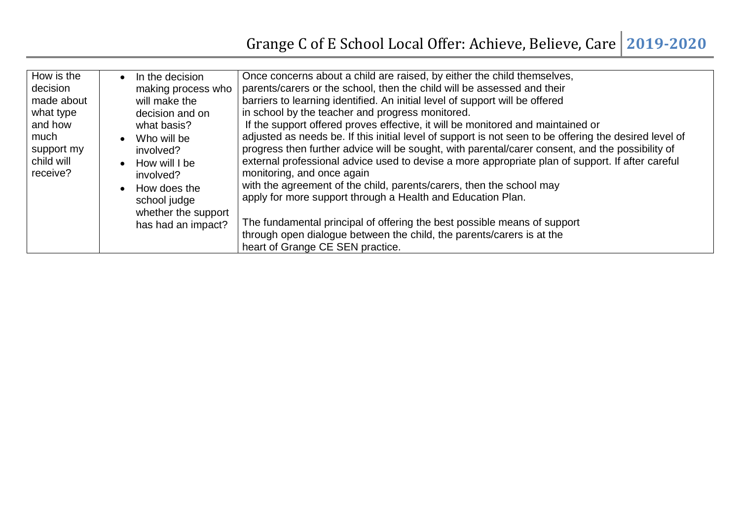| | | |
|---|---|---|
| How is the decision made about what type and how much support my child will receive? | • In the decision making process who will make the decision and on what basis?<br>• Who will be involved?<br>• How will I be involved?<br>• How does the school judge whether the support has had an impact? | Once concerns about a child are raised, by either the child themselves, parents/carers or the school, then the child will be assessed and their barriers to learning identified. An initial level of support will be offered in school by the teacher and progress monitored.<br>If the support offered proves effective, it will be monitored and maintained or adjusted as needs be. If this initial level of support is not seen to be offering the desired level of progress then further advice will be sought, with parental/carer consent, and the possibility of external professional advice used to devise a more appropriate plan of support. If after careful monitoring, and once again with the agreement of the child, parents/carers, then the school may apply for more support through a Health and Education Plan.<br><br>The fundamental principal of offering the best possible means of support through open dialogue between the child, the parents/carers is at the heart of Grange CE SEN practice. |